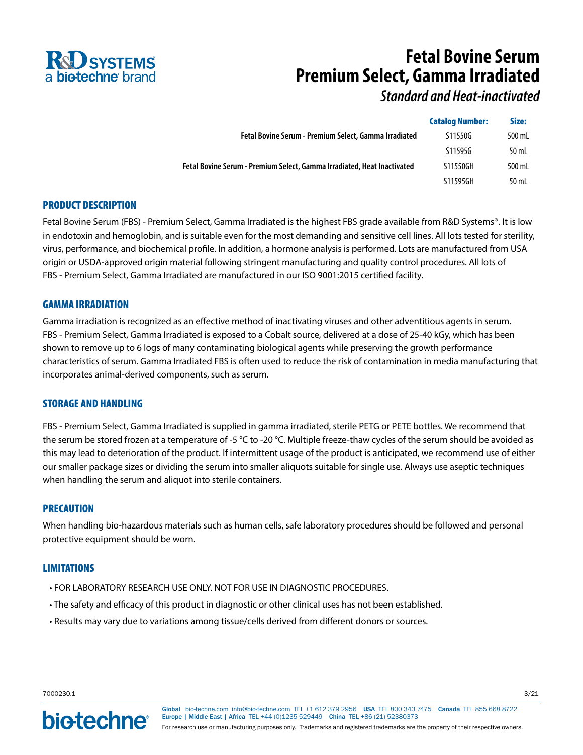# Fetal Bovine Serum Premium Select, Gamma Irradiated

*Standard and Heat-inactivated*

| | Catalog Number: | Size: |
|---|---|---|
| **Fetal Bovine Serum - Premium Select, Gamma Irradiated** | S11550G | 500 mL |
| | S11595G | 50 mL |
| **Fetal Bovine Serum - Premium Select, Gamma Irradiated, Heat Inactivated** | S11550GH | 500 mL |
| | S11595GH | 50 mL |

## PRODUCT DESCRIPTION

Fetal Bovine Serum (FBS) - Premium Select, Gamma Irradiated is the highest FBS grade available from R&D Systems®. It is low in endotoxin and hemoglobin, and is suitable even for the most demanding and sensitive cell lines. All lots tested for sterility, virus, performance, and biochemical profile. In addition, a hormone analysis is performed. Lots are manufactured from USA origin or USDA-approved origin material following stringent manufacturing and quality control procedures. All lots of FBS - Premium Select, Gamma Irradiated are manufactured in our ISO 9001:2015 certified facility.

## GAMMA IRRADIATION

Gamma irradiation is recognized as an effective method of inactivating viruses and other adventitious agents in serum. FBS - Premium Select, Gamma Irradiated is exposed to a Cobalt source, delivered at a dose of 25-40 kGy, which has been shown to remove up to 6 logs of many contaminating biological agents while preserving the growth performance characteristics of serum. Gamma Irradiated FBS is often used to reduce the risk of contamination in media manufacturing that incorporates animal-derived components, such as serum.

## STORAGE AND HANDLING

FBS - Premium Select, Gamma Irradiated is supplied in gamma irradiated, sterile PETG or PETE bottles. We recommend that the serum be stored frozen at a temperature of -5 °C to -20 °C. Multiple freeze-thaw cycles of the serum should be avoided as this may lead to deterioration of the product. If intermittent usage of the product is anticipated, we recommend use of either our smaller package sizes or dividing the serum into smaller aliquots suitable for single use. Always use aseptic techniques when handling the serum and aliquot into sterile containers.

## PRECAUTION

When handling bio-hazardous materials such as human cells, safe laboratory procedures should be followed and personal protective equipment should be worn.

## LIMITATIONS

- FOR LABORATORY RESEARCH USE ONLY. NOT FOR USE IN DIAGNOSTIC PROCEDURES.
- The safety and efficacy of this product in diagnostic or other clinical uses has not been established.
- Results may vary due to variations among tissue/cells derived from different donors or sources.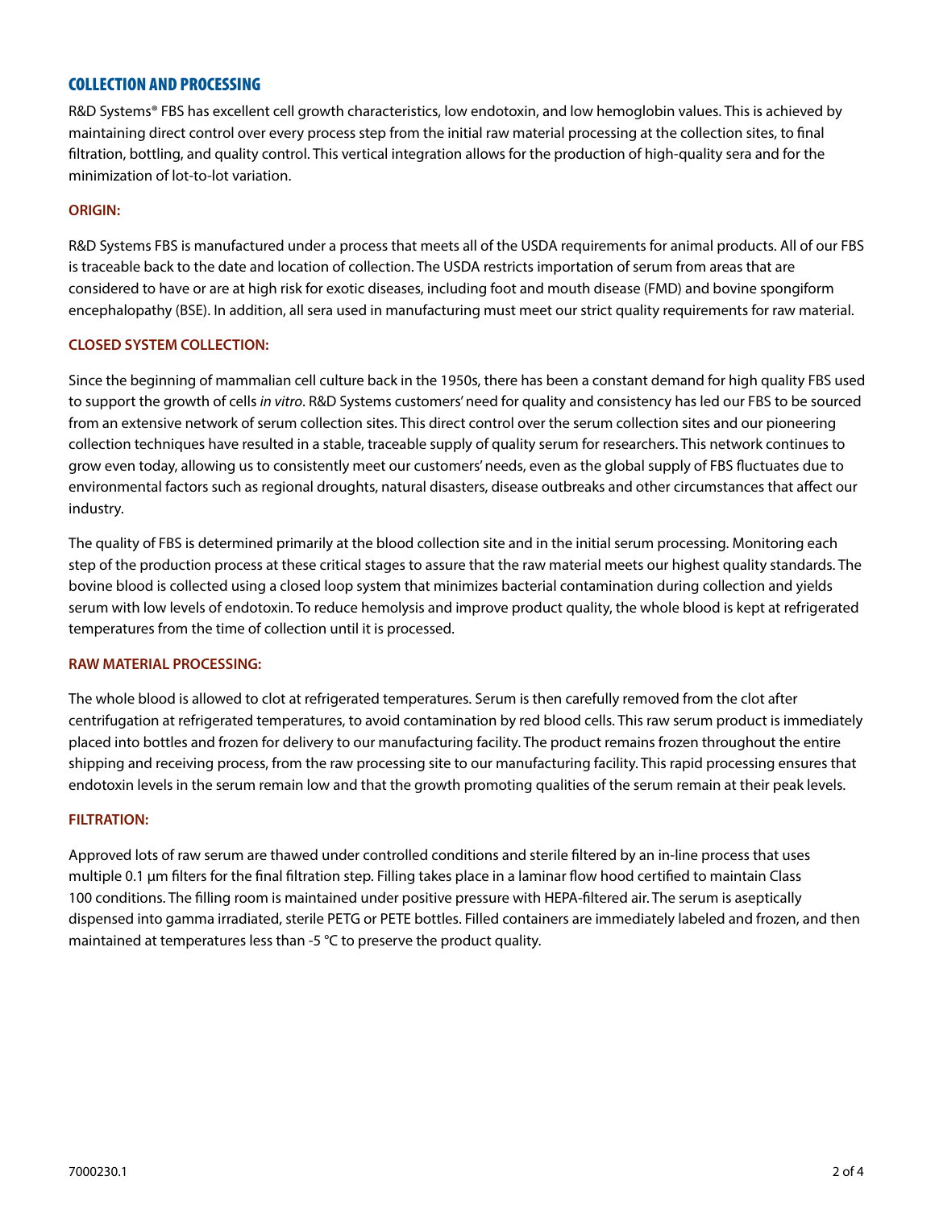## COLLECTION AND PROCESSING

R&D Systems® FBS has excellent cell growth characteristics, low endotoxin, and low hemoglobin values. This is achieved by maintaining direct control over every process step from the initial raw material processing at the collection sites, to final filtration, bottling, and quality control. This vertical integration allows for the production of high-quality sera and for the minimization of lot-to-lot variation.

### ORIGIN:

R&D Systems FBS is manufactured under a process that meets all of the USDA requirements for animal products. All of our FBS is traceable back to the date and location of collection. The USDA restricts importation of serum from areas that are considered to have or are at high risk for exotic diseases, including foot and mouth disease (FMD) and bovine spongiform encephalopathy (BSE). In addition, all sera used in manufacturing must meet our strict quality requirements for raw material.

### CLOSED SYSTEM COLLECTION:

Since the beginning of mammalian cell culture back in the 1950s, there has been a constant demand for high quality FBS used to support the growth of cells *in vitro*. R&D Systems customers' need for quality and consistency has led our FBS to be sourced from an extensive network of serum collection sites. This direct control over the serum collection sites and our pioneering collection techniques have resulted in a stable, traceable supply of quality serum for researchers. This network continues to grow even today, allowing us to consistently meet our customers' needs, even as the global supply of FBS fluctuates due to environmental factors such as regional droughts, natural disasters, disease outbreaks and other circumstances that affect our industry.

The quality of FBS is determined primarily at the blood collection site and in the initial serum processing. Monitoring each step of the production process at these critical stages to assure that the raw material meets our highest quality standards. The bovine blood is collected using a closed loop system that minimizes bacterial contamination during collection and yields serum with low levels of endotoxin. To reduce hemolysis and improve product quality, the whole blood is kept at refrigerated temperatures from the time of collection until it is processed.

### RAW MATERIAL PROCESSING:

The whole blood is allowed to clot at refrigerated temperatures. Serum is then carefully removed from the clot after centrifugation at refrigerated temperatures, to avoid contamination by red blood cells. This raw serum product is immediately placed into bottles and frozen for delivery to our manufacturing facility. The product remains frozen throughout the entire shipping and receiving process, from the raw processing site to our manufacturing facility. This rapid processing ensures that endotoxin levels in the serum remain low and that the growth promoting qualities of the serum remain at their peak levels.

### FILTRATION:

Approved lots of raw serum are thawed under controlled conditions and sterile filtered by an in-line process that uses multiple 0.1 µm filters for the final filtration step. Filling takes place in a laminar flow hood certified to maintain Class 100 conditions. The filling room is maintained under positive pressure with HEPA-filtered air. The serum is aseptically dispensed into gamma irradiated, sterile PETG or PETE bottles. Filled containers are immediately labeled and frozen, and then maintained at temperatures less than -5 °C to preserve the product quality.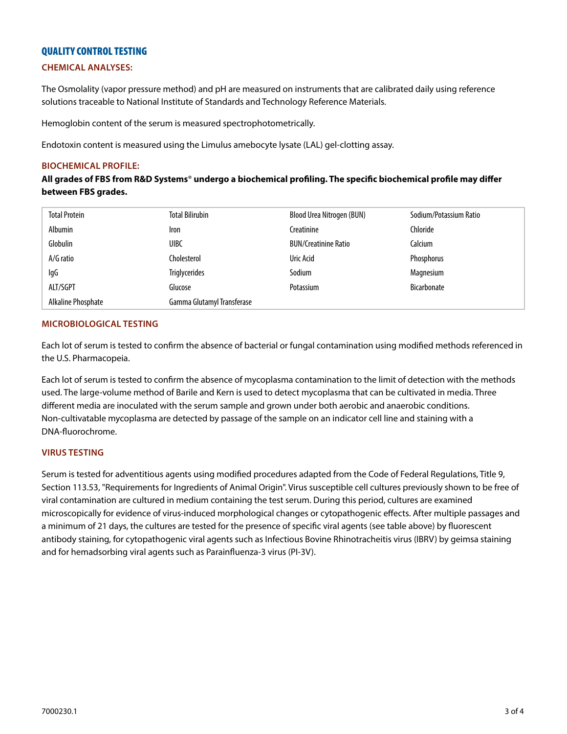## QUALITY CONTROL TESTING

### CHEMICAL ANALYSES:

The Osmolality (vapor pressure method) and pH are measured on instruments that are calibrated daily using reference solutions traceable to National Institute of Standards and Technology Reference Materials.

Hemoglobin content of the serum is measured spectrophotometrically.

Endotoxin content is measured using the Limulus amebocyte lysate (LAL) gel-clotting assay.

### BIOCHEMICAL PROFILE:

**All grades of FBS from R&D Systems® undergo a biochemical profiling. The specific biochemical profile may differ between FBS grades.**

| | | | |
|---|---|---|---|
| Total Protein | Total Bilirubin | Blood Urea Nitrogen (BUN) | Sodium/Potassium Ratio |
| Albumin | Iron | Creatinine | Chloride |
| Globulin | UIBC | BUN/Creatinine Ratio | Calcium |
| A/G ratio | Cholesterol | Uric Acid | Phosphorus |
| IgG | Triglycerides | Sodium | Magnesium |
| ALT/SGPT | Glucose | Potassium | Bicarbonate |
| Alkaline Phosphate | Gamma Glutamyl Transferase | | |

### MICROBIOLOGICAL TESTING

Each lot of serum is tested to confirm the absence of bacterial or fungal contamination using modified methods referenced in the U.S. Pharmacopeia.

Each lot of serum is tested to confirm the absence of mycoplasma contamination to the limit of detection with the methods used. The large-volume method of Barile and Kern is used to detect mycoplasma that can be cultivated in media. Three different media are inoculated with the serum sample and grown under both aerobic and anaerobic conditions. Non-cultivatable mycoplasma are detected by passage of the sample on an indicator cell line and staining with a DNA-fluorochrome.

### VIRUS TESTING

Serum is tested for adventitious agents using modified procedures adapted from the Code of Federal Regulations, Title 9, Section 113.53, "Requirements for Ingredients of Animal Origin". Virus susceptible cell cultures previously shown to be free of viral contamination are cultured in medium containing the test serum. During this period, cultures are examined microscopically for evidence of virus-induced morphological changes or cytopathogenic effects. After multiple passages and a minimum of 21 days, the cultures are tested for the presence of specific viral agents (see table above) by fluorescent antibody staining, for cytopathogenic viral agents such as Infectious Bovine Rhinotracheitis virus (IBRV) by geimsa staining and for hemadsorbing viral agents such as Parainfluenza-3 virus (PI-3V).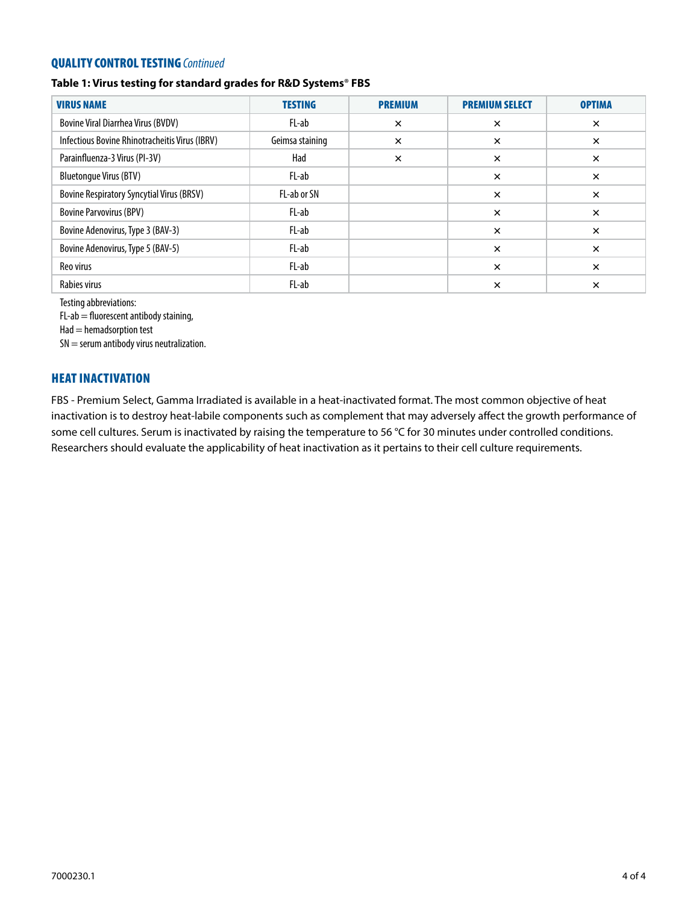## QUALITY CONTROL TESTING *Continued*

**Table 1: Virus testing for standard grades for R&D Systems® FBS**

| VIRUS NAME | TESTING | PREMIUM | PREMIUM SELECT | OPTIMA |
|---|---|---|---|---|
| Bovine Viral Diarrhea Virus (BVDV) | FL-ab | × | × | × |
| Infectious Bovine Rhinotracheitis Virus (IBRV) | Geimsa staining | × | × | × |
| Parainfluenza-3 Virus (PI-3V) | Had | × | × | × |
| Bluetongue Virus (BTV) | FL-ab | | × | × |
| Bovine Respiratory Syncytial Virus (BRSV) | FL-ab or SN | | × | × |
| Bovine Parvovirus (BPV) | FL-ab | | × | × |
| Bovine Adenovirus, Type 3 (BAV-3) | FL-ab | | × | × |
| Bovine Adenovirus, Type 5 (BAV-5) | FL-ab | | × | × |
| Reo virus | FL-ab | | × | × |
| Rabies virus | FL-ab | | × | × |

Testing abbreviations:
FL-ab = fluorescent antibody staining,
Had = hemadsorption test
SN = serum antibody virus neutralization.

## HEAT INACTIVATION

FBS - Premium Select, Gamma Irradiated is available in a heat-inactivated format. The most common objective of heat inactivation is to destroy heat-labile components such as complement that may adversely affect the growth performance of some cell cultures. Serum is inactivated by raising the temperature to 56 °C for 30 minutes under controlled conditions. Researchers should evaluate the applicability of heat inactivation as it pertains to their cell culture requirements.

7000230.1